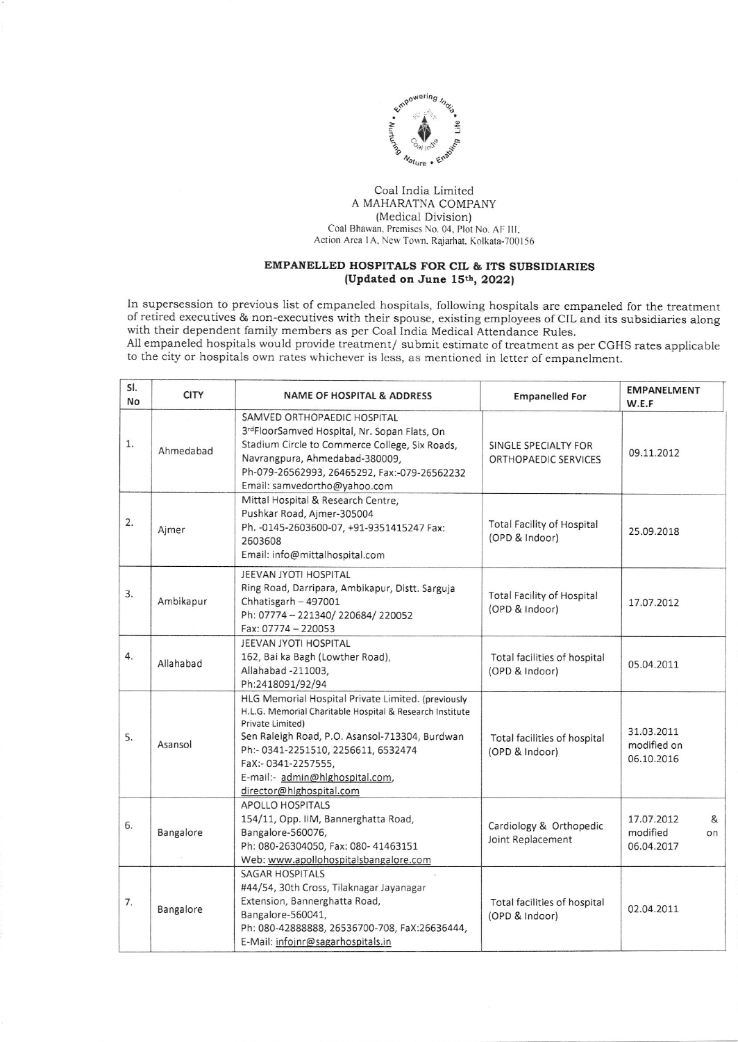Coal India Limited
A MAHARATNA COMPANY
(Medical Division)
Coal Bhawan, Premises No. 04, Plot No. AF III,
Action Area IA, New Town, Rajarhat, Kolkata-700156

## EMPANELLED HOSPITALS FOR CIL & ITS SUBSIDIARIES
### (Updated on June 15th, 2022)

In supersession to previous list of empaneled hospitals, following hospitals are empaneled for the treatment of retired executives & non-executives with their spouse, existing employees of CIL and its subsidiaries along with their dependent family members as per Coal India Medical Attendance Rules.
All empaneled hospitals would provide treatment/ submit estimate of treatment as per CGHS rates applicable to the city or hospitals own rates whichever is less, as mentioned in letter of empanelment.

| Sl. No | CITY | NAME OF HOSPITAL & ADDRESS | Empanelled For | EMPANELMENT W.E.F |
|---|---|---|---|---|
| 1. | Ahmedabad | SAMVED ORTHOPAEDIC HOSPITAL<br>3rdFloorSamved Hospital, Nr. Sopan Flats, On Stadium Circle to Commerce College, Six Roads, Navrangpura, Ahmedabad-380009,<br>Ph-079-26562993, 26465292, Fax:-079-26562232<br>Email: samvedortho@yahoo.com | SINGLE SPECIALTY FOR ORTHOPAEDIC SERVICES | 09.11.2012 |
| 2. | Ajmer | Mittal Hospital & Research Centre,<br>Pushkar Road, Ajmer-305004<br>Ph. -0145-2603600-07, +91-9351415247 Fax: 2603608<br>Email: info@mittalhospital.com | Total Facility of Hospital (OPD & Indoor) | 25.09.2018 |
| 3. | Ambikapur | JEEVAN JYOTI HOSPITAL<br>Ring Road, Darripara, Ambikapur, Distt. Sarguja Chhatisgarh – 497001<br>Ph: 07774 – 221340/ 220684/ 220052<br>Fax: 07774 – 220053 | Total Facility of Hospital (OPD & Indoor) | 17.07.2012 |
| 4. | Allahabad | JEEVAN JYOTI HOSPITAL<br>162, Bai ka Bagh (Lowther Road),<br>Allahabad -211003,<br>Ph:2418091/92/94 | Total facilities of hospital (OPD & Indoor) | 05.04.2011 |
| 5. | Asansol | HLG Memorial Hospital Private Limited. (previously H.L.G. Memorial Charitable Hospital & Research Institute Private Limited)<br>Sen Raleigh Road, P.O. Asansol-713304, Burdwan<br>Ph:- 0341-2251510, 2256611, 6532474<br>FaX:- 0341-2257555,<br>E-mail:- admin@hlghospital.com, director@hlghospital.com | Total facilities of hospital (OPD & Indoor) | 31.03.2011 modified on 06.10.2016 |
| 6. | Bangalore | APOLLO HOSPITALS<br>154/11, Opp. IIM, Bannerghatta Road, Bangalore-560076,<br>Ph: 080-26304050, Fax: 080- 41463151<br>Web: www.apollohospitalsbangalore.com | Cardiology & Orthopedic Joint Replacement | 17.07.2012 & modified on 06.04.2017 |
| 7. | Bangalore | SAGAR HOSPITALS<br>#44/54, 30th Cross, Tilaknagar Jayanagar Extension, Bannerghatta Road, Bangalore-560041,<br>Ph: 080-42888888, 26536700-708, FaX:26636444,<br>E-Mail: infojnr@sagarhospitals.in | Total facilities of hospital (OPD & Indoor) | 02.04.2011 |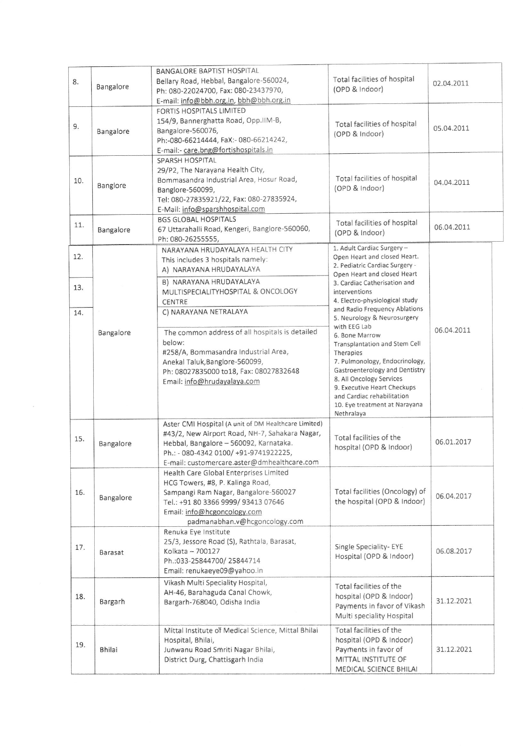| | | | | |
|---|---|---|---|---|
| 8. | Bangalore | BANGALORE BAPTIST HOSPITAL<br>Bellary Road, Hebbal, Bangalore-560024,<br>Ph: 080-22024700, Fax: 080-23437970,<br>E-mail: info@bbh.org.in, bbh@bbh.org.in | Total facilities of hospital (OPD & Indoor) | 02.04.2011 |
| 9. | Bangalore | FORTIS HOSPITALS LIMITED<br>154/9, Bannerghatta Road, Opp.IIM-B,<br>Bangalore-560076,<br>Ph:-080-66214444, FaX:- 080-66214242,<br>E-mail:- care.bng@fortishospitals.in | Total facilities of hospital (OPD & Indoor) | 05.04.2011 |
| 10. | Banglore | SPARSH HOSPITAL<br>29/P2, The Narayana Health City,<br>Bommasandra Industrial Area, Hosur Road,<br>Banglore-560099,<br>Tel: 080-27835921/22, Fax: 080-27835924,<br>E-Mail: info@sparshhospital.com | Total facilities of hospital (OPD & Indoor) | 04.04.2011 |
| 11. | Bangalore | BGS GLOBAL HOSPITALS<br>67 Uttarahalli Road, Kengeri, Banglore-560060,<br>Ph: 080-26255555, | Total facilities of hospital (OPD & Indoor) | 06.04.2011 |
| 12. | Bangalore | NARAYANA HRUDAYALAYA HEALTH CITY<br>This includes 3 hospitals namely:<br>A) NARAYANA HRUDAYALAYA | 1. Adult Cardiac Surgery – Open Heart and closed Heart.<br>2. Pediatric Cardiac Surgery - Open Heart and closed Heart<br>3. Cardiac Catherisation and interventions<br>4. Electro-physiological study and Radio Frequency Ablations<br>5. Neurology & Neurosurgery with EEG Lab<br>6. Bone Marrow Transplantation and Stem Cell Therapies<br>7. Pulmonology, Endocrinology, Gastroenterology and Dentistry<br>8. All Oncology Services<br>9. Executive Heart Checkups and Cardiac rehabilitation<br>10. Eye treatment at Narayana Nethralaya | 06.04.2011 |
| 13. | | B) NARAYANA HRUDAYALAYA MULTISPECIALITYHOSPITAL & ONCOLOGY CENTRE | | |
| 14. | | C) NARAYANA NETRALAYA<br><br>The common address of all hospitals is detailed below:<br>#258/A, Bommasandra Industrial Area,<br>Anekal Taluk,Banglore-560099,<br>Ph: 08027835000 to18, Fax: 08027832648<br>Email: info@hrudayalaya.com | | |
| 15. | Bangalore | Aster CMI Hospital (A unit of DM Healthcare Limited)<br>#43/2, New Airport Road, NH-7, Sahakara Nagar,<br>Hebbal, Bangalore – 560092, Karnataka.<br>Ph.: - 080-4342 0100/ +91-9741922225,<br>E-mail: customercare.aster@dmhealthcare.com | Total facilities of the hospital (OPD & Indoor) | 06.01.2017 |
| 16. | Bangalore | Health Care Global Enterprises Limited<br>HCG Towers, #8, P. Kalinga Road,<br>Sampangi Ram Nagar, Bangalore-560027<br>Tel.: +91 80 3366 9999/ 93413 07646<br>Email: info@hcgoncology.com<br>padmanabhan.v@hcgoncology.com | Total facilities (Oncology) of the hospital (OPD & Indoor) | 06.04.2017 |
| 17. | Barasat | Renuka Eye Institute<br>25/3, Jessore Road (S), Rathtala, Barasat,<br>Kolkata – 700127<br>Ph.:033-25844700/ 25844714<br>Email: renukaeye09@yahoo.in | Single Speciality- EYE Hospital (OPD & Indoor) | 06.08.2017 |
| 18. | Bargarh | Vikash Multi Speciality Hospital,<br>AH-46, Barahaguda Canal Chowk,<br>Bargarh-768040, Odisha India | Total facilities of the hospital (OPD & Indoor) Payments in favor of Vikash Multi speciality Hospital | 31.12.2021 |
| 19. | Bhilai | Mittal Institute of Medical Science, Mittal Bhilai Hospital, Bhilai,<br>Junwanu Road Smriti Nagar Bhilai,<br>District Durg, Chattisgarh India | Total facilities of the hospital (OPD & Indoor) Payments in favor of MITTAL INSTITUTE OF MEDICAL SCIENCE BHILAI | 31.12.2021 |